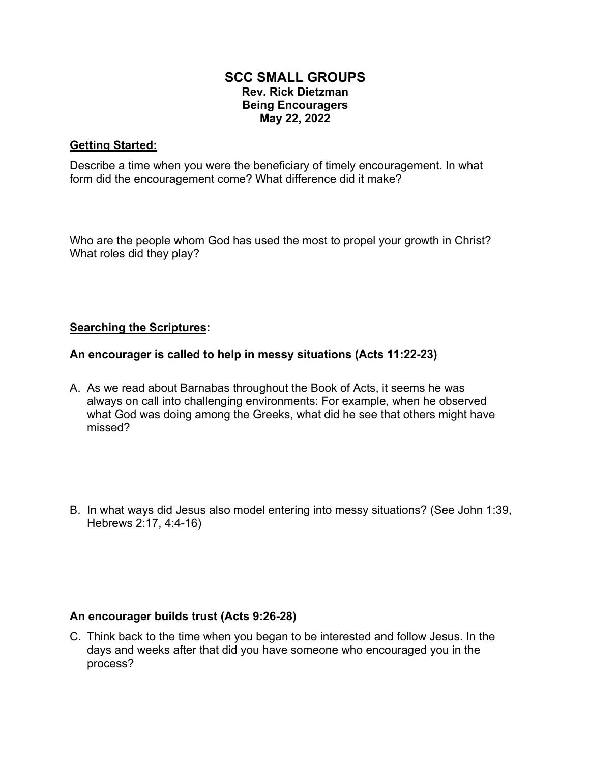# SCC SMALL GROUPS

**Rev. Rick Dietzman**
**Being Encouragers**
**May 22, 2022**

## Getting Started:

Describe a time when you were the beneficiary of timely encouragement. In what form did the encouragement come? What difference did it make?

Who are the people whom God has used the most to propel your growth in Christ? What roles did they play?

## Searching the Scriptures:

### An encourager is called to help in messy situations (Acts 11:22-23)

A. As we read about Barnabas throughout the Book of Acts, it seems he was always on call into challenging environments: For example, when he observed what God was doing among the Greeks, what did he see that others might have missed?

B. In what ways did Jesus also model entering into messy situations? (See John 1:39, Hebrews 2:17, 4:4-16)

### An encourager builds trust (Acts 9:26-28)

C. Think back to the time when you began to be interested and follow Jesus. In the days and weeks after that did you have someone who encouraged you in the process?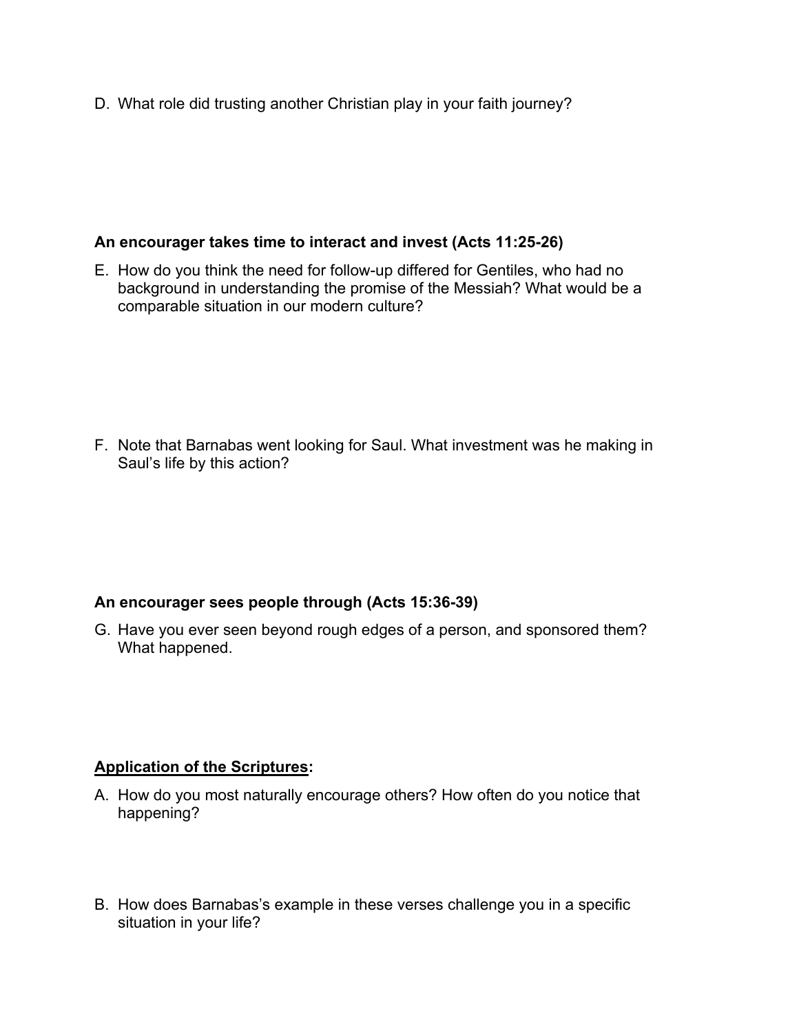D. What role did trusting another Christian play in your faith journey?

**An encourager takes time to interact and invest (Acts 11:25-26)**

E. How do you think the need for follow-up differed for Gentiles, who had no background in understanding the promise of the Messiah? What would be a comparable situation in our modern culture?

F. Note that Barnabas went looking for Saul. What investment was he making in Saul's life by this action?

**An encourager sees people through (Acts 15:36-39)**

G. Have you ever seen beyond rough edges of a person, and sponsored them? What happened.

**<u>Application of the Scriptures</u>:**

A. How do you most naturally encourage others? How often do you notice that happening?

B. How does Barnabas's example in these verses challenge you in a specific situation in your life?